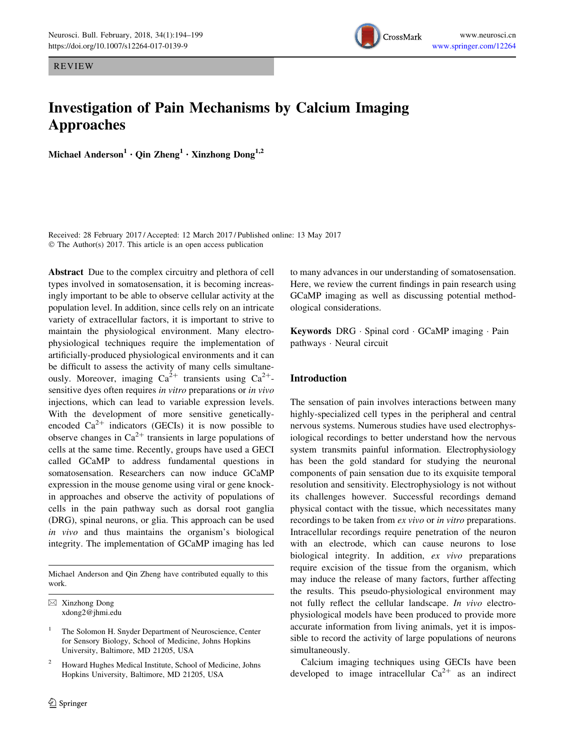REVIEW

# Investigation of Pain Mechanisms by Calcium Imaging Approaches

**Michael Anderson[1] · Qin Zheng[1] · Xinzhong Dong[1,2]**

Received: 28 February 2017 / Accepted: 12 March 2017 / Published online: 13 May 2017
© The Author(s) 2017. This article is an open access publication

**Abstract** Due to the complex circuitry and plethora of cell types involved in somatosensation, it is becoming increasingly important to be able to observe cellular activity at the population level. In addition, since cells rely on an intricate variety of extracellular factors, it is important to strive to maintain the physiological environment. Many electrophysiological techniques require the implementation of artificially-produced physiological environments and it can be difficult to assess the activity of many cells simultaneously. Moreover, imaging $Ca^{2+}$ transients using $Ca^{2+}$-sensitive dyes often requires *in vitro* preparations or *in vivo* injections, which can lead to variable expression levels. With the development of more sensitive genetically-encoded $Ca^{2+}$ indicators (GECIs) it is now possible to observe changes in $Ca^{2+}$ transients in large populations of cells at the same time. Recently, groups have used a GECI called GCaMP to address fundamental questions in somatosensation. Researchers can now induce GCaMP expression in the mouse genome using viral or gene knock-in approaches and observe the activity of populations of cells in the pain pathway such as dorsal root ganglia (DRG), spinal neurons, or glia. This approach can be used *in vivo* and thus maintains the organism's biological integrity. The implementation of GCaMP imaging has led to many advances in our understanding of somatosensation. Here, we review the current findings in pain research using GCaMP imaging as well as discussing potential methodological considerations.

**Keywords** DRG · Spinal cord · GCaMP imaging · Pain pathways · Neural circuit

Michael Anderson and Qin Zheng have contributed equally to this work.

✉ Xinzhong Dong
xdong2@jhmi.edu

[1] The Solomon H. Snyder Department of Neuroscience, Center for Sensory Biology, School of Medicine, Johns Hopkins University, Baltimore, MD 21205, USA

[2] Howard Hughes Medical Institute, School of Medicine, Johns Hopkins University, Baltimore, MD 21205, USA

## Introduction

The sensation of pain involves interactions between many highly-specialized cell types in the peripheral and central nervous systems. Numerous studies have used electrophysiological recordings to better understand how the nervous system transmits painful information. Electrophysiology has been the gold standard for studying the neuronal components of pain sensation due to its exquisite temporal resolution and sensitivity. Electrophysiology is not without its challenges however. Successful recordings demand physical contact with the tissue, which necessitates many recordings to be taken from *ex vivo* or *in vitro* preparations. Intracellular recordings require penetration of the neuron with an electrode, which can cause neurons to lose biological integrity. In addition, *ex vivo* preparations require excision of the tissue from the organism, which may induce the release of many factors, further affecting the results. This pseudo-physiological environment may not fully reflect the cellular landscape. *In vivo* electrophysiological models have been produced to provide more accurate information from living animals, yet it is impossible to record the activity of large populations of neurons simultaneously.

Calcium imaging techniques using GECIs have been developed to image intracellular $Ca^{2+}$ as an indirect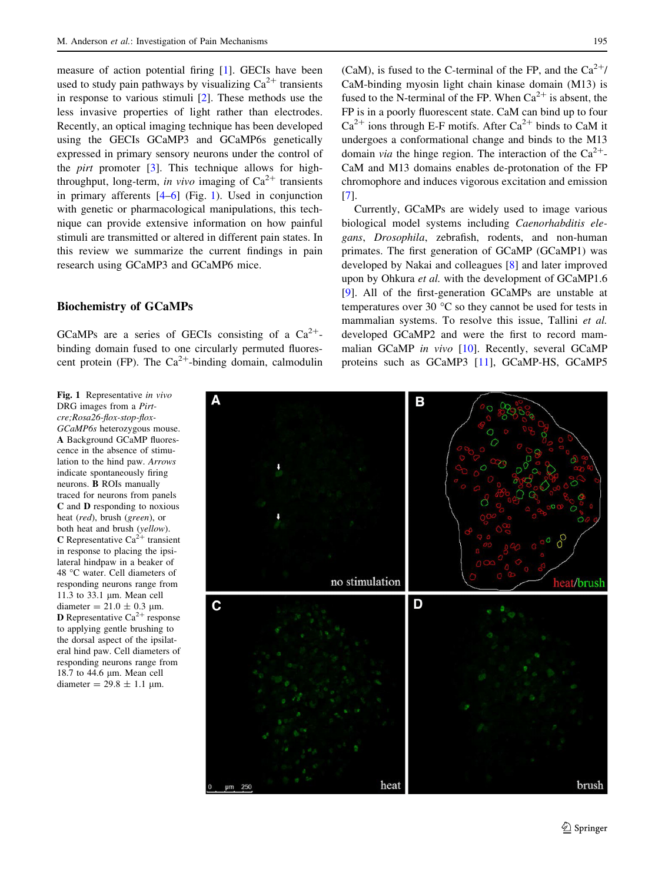measure of action potential firing [1]. GECIs have been used to study pain pathways by visualizing $Ca^{2+}$ transients in response to various stimuli [2]. These methods use the less invasive properties of light rather than electrodes. Recently, an optical imaging technique has been developed using the GECIs GCaMP3 and GCaMP6s genetically expressed in primary sensory neurons under the control of the *pirt* promoter [3]. This technique allows for high-throughput, long-term, *in vivo* imaging of $Ca^{2+}$ transients in primary afferents [4–6] (Fig. 1). Used in conjunction with genetic or pharmacological manipulations, this technique can provide extensive information on how painful stimuli are transmitted or altered in different pain states. In this review we summarize the current findings in pain research using GCaMP3 and GCaMP6 mice.

## Biochemistry of GCaMPs

GCaMPs are a series of GECIs consisting of a $Ca^{2+}$-binding domain fused to one circularly permuted fluorescent protein (FP). The $Ca^{2+}$-binding domain, calmodulin (CaM), is fused to the C-terminal of the FP, and the $Ca^{2+}$/CaM-binding myosin light chain kinase domain (M13) is fused to the N-terminal of the FP. When $Ca^{2+}$ is absent, the FP is in a poorly fluorescent state. CaM can bind up to four $Ca^{2+}$ ions through E-F motifs. After $Ca^{2+}$ binds to CaM it undergoes a conformational change and binds to the M13 domain *via* the hinge region. The interaction of the $Ca^{2+}$-CaM and M13 domains enables de-protonation of the FP chromophore and induces vigorous excitation and emission [7].

Currently, GCaMPs are widely used to image various biological model systems including *Caenorhabditis elegans*, *Drosophila*, zebrafish, rodents, and non-human primates. The first generation of GCaMP (GCaMP1) was developed by Nakai and colleagues [8] and later improved upon by Ohkura *et al.* with the development of GCaMP1.6 [9]. All of the first-generation GCaMPs are unstable at temperatures over 30 °C so they cannot be used for tests in mammalian systems. To resolve this issue, Tallini *et al.* developed GCaMP2 and were the first to record mammalian GCaMP *in vivo* [10]. Recently, several GCaMP proteins such as GCaMP3 [11], GCaMP-HS, GCaMP5

**Fig. 1** Representative *in vivo* DRG images from a *Pirt-cre;Rosa26-flox-stop-flox-GCaMP6s* heterozygous mouse. **A** Background GCaMP fluorescence in the absence of stimulation to the hind paw. *Arrows* indicate spontaneously firing neurons. **B** ROIs manually traced for neurons from panels **C** and **D** responding to noxious heat (*red*), brush (*green*), or both heat and brush (*yellow*). **C** Representative $Ca^{2+}$ transient in response to placing the ipsilateral hindpaw in a beaker of 48 °C water. Cell diameters of responding neurons range from 11.3 to 33.1 µm. Mean cell diameter = 21.0 ± 0.3 µm. **D** Representative $Ca^{2+}$ response to applying gentle brushing to the dorsal aspect of the ipsilateral hind paw. Cell diameters of responding neurons range from 18.7 to 44.6 µm. Mean cell diameter = 29.8 ± 1.1 µm.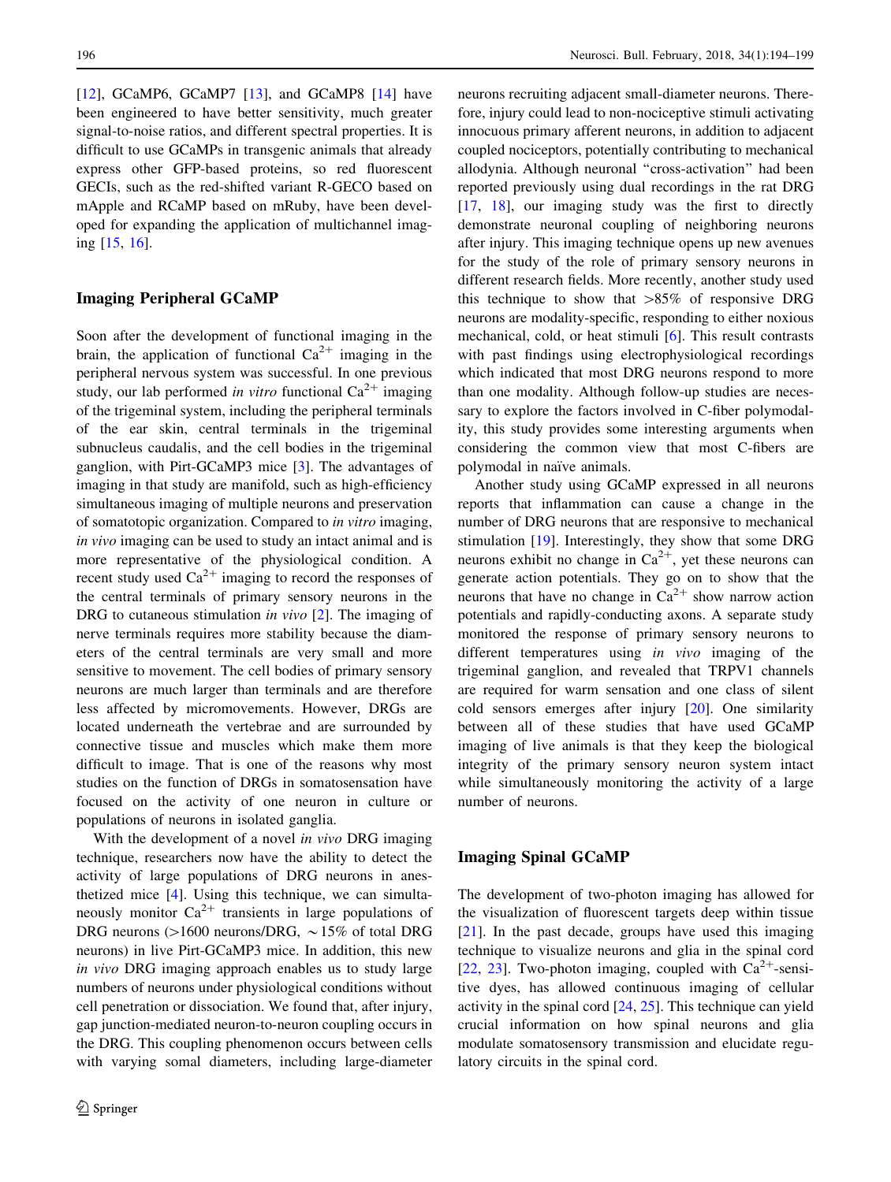[12], GCaMP6, GCaMP7 [13], and GCaMP8 [14] have been engineered to have better sensitivity, much greater signal-to-noise ratios, and different spectral properties. It is difficult to use GCaMPs in transgenic animals that already express other GFP-based proteins, so red fluorescent GECIs, such as the red-shifted variant R-GECO based on mApple and RCaMP based on mRuby, have been developed for expanding the application of multichannel imaging [15, 16].

## Imaging Peripheral GCaMP

Soon after the development of functional imaging in the brain, the application of functional $Ca^{2+}$ imaging in the peripheral nervous system was successful. In one previous study, our lab performed *in vitro* functional $Ca^{2+}$ imaging of the trigeminal system, including the peripheral terminals of the ear skin, central terminals in the trigeminal subnucleus caudalis, and the cell bodies in the trigeminal ganglion, with Pirt-GCaMP3 mice [3]. The advantages of imaging in that study are manifold, such as high-efficiency simultaneous imaging of multiple neurons and preservation of somatotopic organization. Compared to *in vitro* imaging, *in vivo* imaging can be used to study an intact animal and is more representative of the physiological condition. A recent study used $Ca^{2+}$ imaging to record the responses of the central terminals of primary sensory neurons in the DRG to cutaneous stimulation *in vivo* [2]. The imaging of nerve terminals requires more stability because the diameters of the central terminals are very small and more sensitive to movement. The cell bodies of primary sensory neurons are much larger than terminals and are therefore less affected by micromovements. However, DRGs are located underneath the vertebrae and are surrounded by connective tissue and muscles which make them more difficult to image. That is one of the reasons why most studies on the function of DRGs in somatosensation have focused on the activity of one neuron in culture or populations of neurons in isolated ganglia.

With the development of a novel *in vivo* DRG imaging technique, researchers now have the ability to detect the activity of large populations of DRG neurons in anesthetized mice [4]. Using this technique, we can simultaneously monitor $Ca^{2+}$ transients in large populations of DRG neurons (>1600 neurons/DRG, ~15% of total DRG neurons) in live Pirt-GCaMP3 mice. In addition, this new *in vivo* DRG imaging approach enables us to study large numbers of neurons under physiological conditions without cell penetration or dissociation. We found that, after injury, gap junction-mediated neuron-to-neuron coupling occurs in the DRG. This coupling phenomenon occurs between cells with varying somal diameters, including large-diameter neurons recruiting adjacent small-diameter neurons. Therefore, injury could lead to non-nociceptive stimuli activating innocuous primary afferent neurons, in addition to adjacent coupled nociceptors, potentially contributing to mechanical allodynia. Although neuronal "cross-activation" had been reported previously using dual recordings in the rat DRG [17, 18], our imaging study was the first to directly demonstrate neuronal coupling of neighboring neurons after injury. This imaging technique opens up new avenues for the study of the role of primary sensory neurons in different research fields. More recently, another study used this technique to show that >85% of responsive DRG neurons are modality-specific, responding to either noxious mechanical, cold, or heat stimuli [6]. This result contrasts with past findings using electrophysiological recordings which indicated that most DRG neurons respond to more than one modality. Although follow-up studies are necessary to explore the factors involved in C-fiber polymodality, this study provides some interesting arguments when considering the common view that most C-fibers are polymodal in naïve animals.

Another study using GCaMP expressed in all neurons reports that inflammation can cause a change in the number of DRG neurons that are responsive to mechanical stimulation [19]. Interestingly, they show that some DRG neurons exhibit no change in $Ca^{2+}$, yet these neurons can generate action potentials. They go on to show that the neurons that have no change in $Ca^{2+}$ show narrow action potentials and rapidly-conducting axons. A separate study monitored the response of primary sensory neurons to different temperatures using *in vivo* imaging of the trigeminal ganglion, and revealed that TRPV1 channels are required for warm sensation and one class of silent cold sensors emerges after injury [20]. One similarity between all of these studies that have used GCaMP imaging of live animals is that they keep the biological integrity of the primary sensory neuron system intact while simultaneously monitoring the activity of a large number of neurons.

## Imaging Spinal GCaMP

The development of two-photon imaging has allowed for the visualization of fluorescent targets deep within tissue [21]. In the past decade, groups have used this imaging technique to visualize neurons and glia in the spinal cord [22, 23]. Two-photon imaging, coupled with $Ca^{2+}$-sensitive dyes, has allowed continuous imaging of cellular activity in the spinal cord [24, 25]. This technique can yield crucial information on how spinal neurons and glia modulate somatosensory transmission and elucidate regulatory circuits in the spinal cord.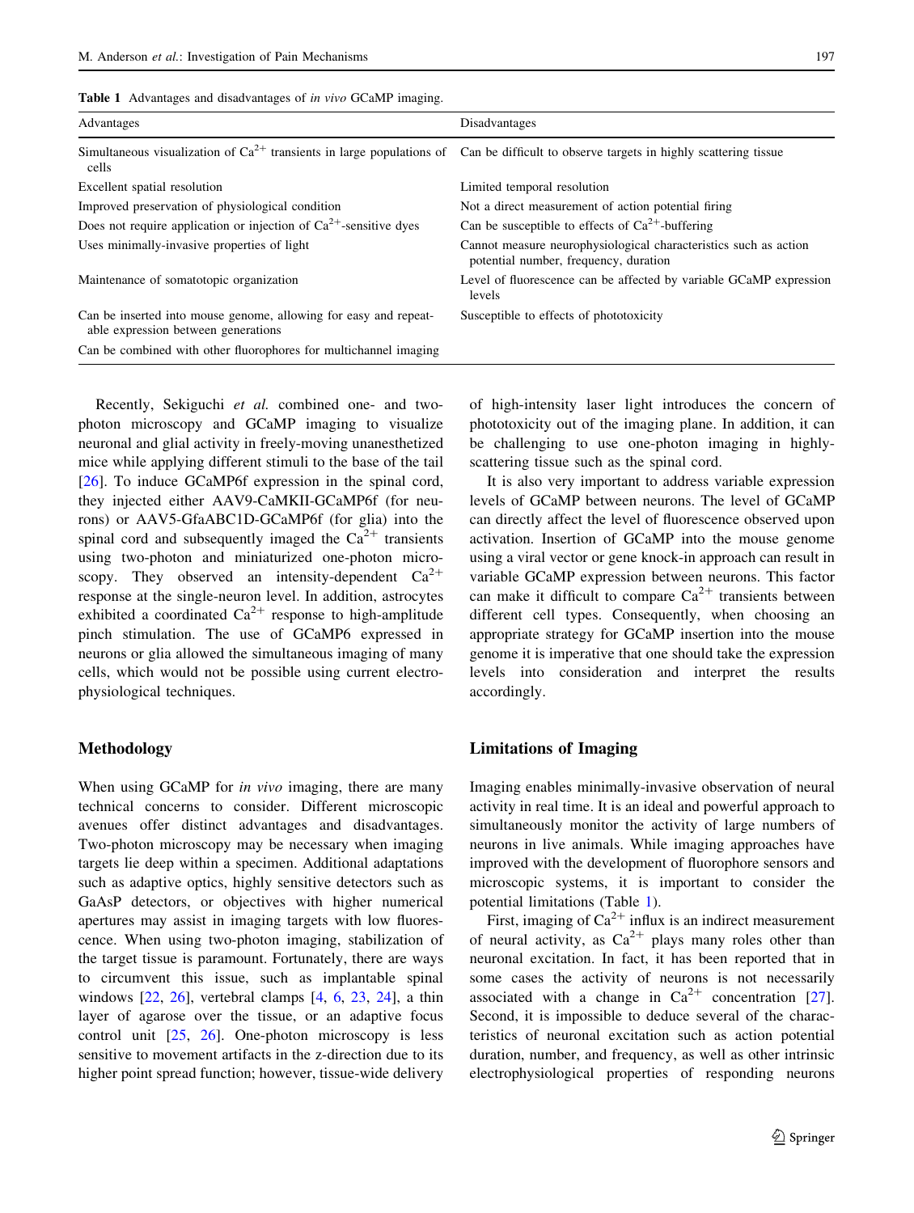**Table 1** Advantages and disadvantages of *in vivo* GCaMP imaging.

| Advantages | Disadvantages |
| --- | --- |
| Simultaneous visualization of $Ca^{2+}$ transients in large populations of cells | Can be difficult to observe targets in highly scattering tissue |
| Excellent spatial resolution | Limited temporal resolution |
| Improved preservation of physiological condition | Not a direct measurement of action potential firing |
| Does not require application or injection of $Ca^{2+}$-sensitive dyes | Can be susceptible to effects of $Ca^{2+}$-buffering |
| Uses minimally-invasive properties of light | Cannot measure neurophysiological characteristics such as action potential number, frequency, duration |
| Maintenance of somatotopic organization | Level of fluorescence can be affected by variable GCaMP expression levels |
| Can be inserted into mouse genome, allowing for easy and repeatable expression between generations | Susceptible to effects of phototoxicity |
| Can be combined with other fluorophores for multichannel imaging | |

Recently, Sekiguchi *et al.* combined one- and two-photon microscopy and GCaMP imaging to visualize neuronal and glial activity in freely-moving unanesthetized mice while applying different stimuli to the base of the tail [26]. To induce GCaMP6f expression in the spinal cord, they injected either AAV9-CaMKII-GCaMP6f (for neurons) or AAV5-GfaABC1D-GCaMP6f (for glia) into the spinal cord and subsequently imaged the $Ca^{2+}$ transients using two-photon and miniaturized one-photon microscopy. They observed an intensity-dependent $Ca^{2+}$ response at the single-neuron level. In addition, astrocytes exhibited a coordinated $Ca^{2+}$ response to high-amplitude pinch stimulation. The use of GCaMP6 expressed in neurons or glia allowed the simultaneous imaging of many cells, which would not be possible using current electrophysiological techniques.

## Methodology

When using GCaMP for *in vivo* imaging, there are many technical concerns to consider. Different microscopic avenues offer distinct advantages and disadvantages. Two-photon microscopy may be necessary when imaging targets lie deep within a specimen. Additional adaptations such as adaptive optics, highly sensitive detectors such as GaAsP detectors, or objectives with higher numerical apertures may assist in imaging targets with low fluorescence. When using two-photon imaging, stabilization of the target tissue is paramount. Fortunately, there are ways to circumvent this issue, such as implantable spinal windows [22, 26], vertebral clamps [4, 6, 23, 24], a thin layer of agarose over the tissue, or an adaptive focus control unit [25, 26]. One-photon microscopy is less sensitive to movement artifacts in the z-direction due to its higher point spread function; however, tissue-wide delivery of high-intensity laser light introduces the concern of phototoxicity out of the imaging plane. In addition, it can be challenging to use one-photon imaging in highly-scattering tissue such as the spinal cord.

It is also very important to address variable expression levels of GCaMP between neurons. The level of GCaMP can directly affect the level of fluorescence observed upon activation. Insertion of GCaMP into the mouse genome using a viral vector or gene knock-in approach can result in variable GCaMP expression between neurons. This factor can make it difficult to compare $Ca^{2+}$ transients between different cell types. Consequently, when choosing an appropriate strategy for GCaMP insertion into the mouse genome it is imperative that one should take the expression levels into consideration and interpret the results accordingly.

## Limitations of Imaging

Imaging enables minimally-invasive observation of neural activity in real time. It is an ideal and powerful approach to simultaneously monitor the activity of large numbers of neurons in live animals. While imaging approaches have improved with the development of fluorophore sensors and microscopic systems, it is important to consider the potential limitations (Table 1).

First, imaging of $Ca^{2+}$ influx is an indirect measurement of neural activity, as $Ca^{2+}$ plays many roles other than neuronal excitation. In fact, it has been reported that in some cases the activity of neurons is not necessarily associated with a change in $Ca^{2+}$ concentration [27]. Second, it is impossible to deduce several of the characteristics of neuronal excitation such as action potential duration, number, and frequency, as well as other intrinsic electrophysiological properties of responding neurons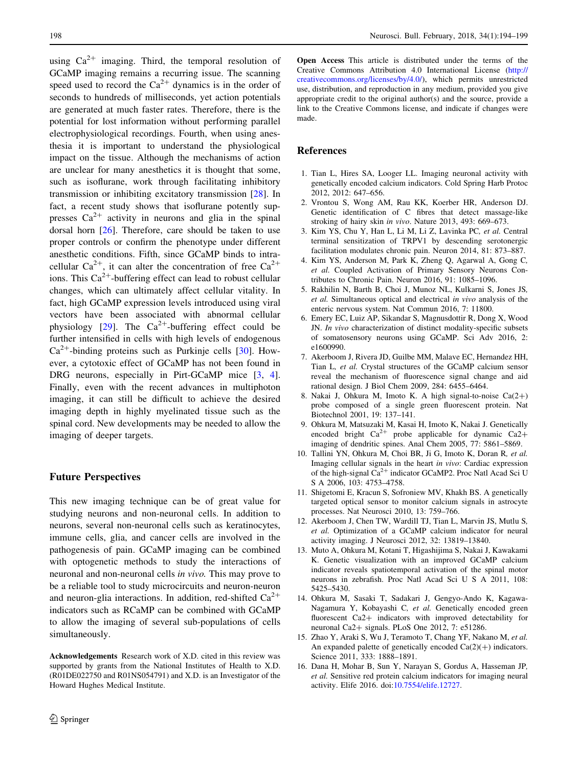using $Ca^{2+}$ imaging. Third, the temporal resolution of GCaMP imaging remains a recurring issue. The scanning speed used to record the $Ca^{2+}$ dynamics is in the order of seconds to hundreds of milliseconds, yet action potentials are generated at much faster rates. Therefore, there is the potential for lost information without performing parallel electrophysiological recordings. Fourth, when using anesthesia it is important to understand the physiological impact on the tissue. Although the mechanisms of action are unclear for many anesthetics it is thought that some, such as isoflurane, work through facilitating inhibitory transmission or inhibiting excitatory transmission [28]. In fact, a recent study shows that isoflurane potently suppresses $Ca^{2+}$ activity in neurons and glia in the spinal dorsal horn [26]. Therefore, care should be taken to use proper controls or confirm the phenotype under different anesthetic conditions. Fifth, since GCaMP binds to intracellular $Ca^{2+}$, it can alter the concentration of free $Ca^{2+}$ ions. This $Ca^{2+}$-buffering effect can lead to robust cellular changes, which can ultimately affect cellular vitality. In fact, high GCaMP expression levels introduced using viral vectors have been associated with abnormal cellular physiology [29]. The $Ca^{2+}$-buffering effect could be further intensified in cells with high levels of endogenous $Ca^{2+}$-binding proteins such as Purkinje cells [30]. However, a cytotoxic effect of GCaMP has not been found in DRG neurons, especially in Pirt-GCaMP mice [3, 4]. Finally, even with the recent advances in multiphoton imaging, it can still be difficult to achieve the desired imaging depth in highly myelinated tissue such as the spinal cord. New developments may be needed to allow the imaging of deeper targets.

## Future Perspectives

This new imaging technique can be of great value for studying neurons and non-neuronal cells. In addition to neurons, several non-neuronal cells such as keratinocytes, immune cells, glia, and cancer cells are involved in the pathogenesis of pain. GCaMP imaging can be combined with optogenetic methods to study the interactions of neuronal and non-neuronal cells *in vivo*. This may prove to be a reliable tool to study microcircuits and neuron-neuron and neuron-glia interactions. In addition, red-shifted $Ca^{2+}$ indicators such as RCaMP can be combined with GCaMP to allow the imaging of several sub-populations of cells simultaneously.

**Acknowledgements** Research work of X.D. cited in this review was supported by grants from the National Institutes of Health to X.D. (R01DE022750 and R01NS054791) and X.D. is an Investigator of the Howard Hughes Medical Institute.

**Open Access** This article is distributed under the terms of the Creative Commons Attribution 4.0 International License (http://creativecommons.org/licenses/by/4.0/), which permits unrestricted use, distribution, and reproduction in any medium, provided you give appropriate credit to the original author(s) and the source, provide a link to the Creative Commons license, and indicate if changes were made.

## References

1. Tian L, Hires SA, Looger LL. Imaging neuronal activity with genetically encoded calcium indicators. Cold Spring Harb Protoc 2012, 2012: 647–656.
2. Vrontou S, Wong AM, Rau KK, Koerber HR, Anderson DJ. Genetic identification of C fibres that detect massage-like stroking of hairy skin *in vivo*. Nature 2013, 493: 669–673.
3. Kim YS, Chu Y, Han L, Li M, Li Z, Lavinka PC, *et al.* Central terminal sensitization of TRPV1 by descending serotonergic facilitation modulates chronic pain. Neuron 2014, 81: 873–887.
4. Kim YS, Anderson M, Park K, Zheng Q, Agarwal A, Gong C, *et al.* Coupled Activation of Primary Sensory Neurons Contributes to Chronic Pain. Neuron 2016, 91: 1085–1096.
5. Rakhilin N, Barth B, Choi J, Munoz NL, Kulkarni S, Jones JS, *et al.* Simultaneous optical and electrical *in vivo* analysis of the enteric nervous system. Nat Commun 2016, 7: 11800.
6. Emery EC, Luiz AP, Sikandar S, Magnusdottir R, Dong X, Wood JN. *In vivo* characterization of distinct modality-specific subsets of somatosensory neurons using GCaMP. Sci Adv 2016, 2: e1600990.
7. Akerboom J, Rivera JD, Guilbe MM, Malave EC, Hernandez HH, Tian L, *et al.* Crystal structures of the GCaMP calcium sensor reveal the mechanism of fluorescence signal change and aid rational design. J Biol Chem 2009, 284: 6455–6464.
8. Nakai J, Ohkura M, Imoto K. A high signal-to-noise Ca(2+) probe composed of a single green fluorescent protein. Nat Biotechnol 2001, 19: 137–141.
9. Ohkura M, Matsuzaki M, Kasai H, Imoto K, Nakai J. Genetically encoded bright $Ca^{2+}$ probe applicable for dynamic Ca2+ imaging of dendritic spines. Anal Chem 2005, 77: 5861–5869.
10. Tallini YN, Ohkura M, Choi BR, Ji G, Imoto K, Doran R, *et al.* Imaging cellular signals in the heart *in vivo*: Cardiac expression of the high-signal $Ca^{2+}$ indicator GCaMP2. Proc Natl Acad Sci U S A 2006, 103: 4753–4758.
11. Shigetomi E, Kracun S, Sofroniew MV, Khakh BS. A genetically targeted optical sensor to monitor calcium signals in astrocyte processes. Nat Neurosci 2010, 13: 759–766.
12. Akerboom J, Chen TW, Wardill TJ, Tian L, Marvin JS, Mutlu S, *et al.* Optimization of a GCaMP calcium indicator for neural activity imaging. J Neurosci 2012, 32: 13819–13840.
13. Muto A, Ohkura M, Kotani T, Higashijima S, Nakai J, Kawakami K. Genetic visualization with an improved GCaMP calcium indicator reveals spatiotemporal activation of the spinal motor neurons in zebrafish. Proc Natl Acad Sci U S A 2011, 108: 5425–5430.
14. Ohkura M, Sasaki T, Sadakari J, Gengyo-Ando K, Kagawa-Nagamura Y, Kobayashi C, *et al.* Genetically encoded green fluorescent Ca2+ indicators with improved detectability for neuronal Ca2+ signals. PLoS One 2012, 7: e51286.
15. Zhao Y, Araki S, Wu J, Teramoto T, Chang YF, Nakano M, *et al.* An expanded palette of genetically encoded Ca(2)(+) indicators. Science 2011, 333: 1888–1891.
16. Dana H, Mohar B, Sun Y, Narayan S, Gordus A, Hasseman JP, *et al.* Sensitive red protein calcium indicators for imaging neural activity. Elife 2016. doi:10.7554/elife.12727.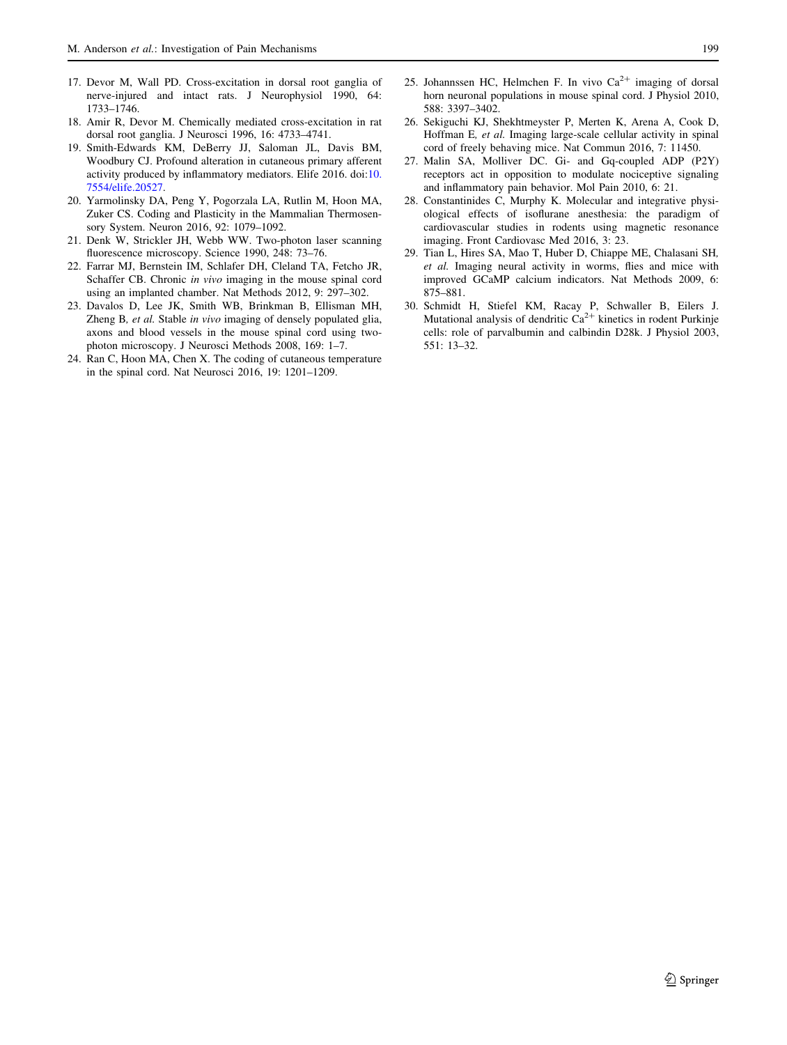17. Devor M, Wall PD. Cross-excitation in dorsal root ganglia of nerve-injured and intact rats. J Neurophysiol 1990, 64: 1733–1746.
18. Amir R, Devor M. Chemically mediated cross-excitation in rat dorsal root ganglia. J Neurosci 1996, 16: 4733–4741.
19. Smith-Edwards KM, DeBerry JJ, Saloman JL, Davis BM, Woodbury CJ. Profound alteration in cutaneous primary afferent activity produced by inflammatory mediators. Elife 2016. doi:10.7554/elife.20527.
20. Yarmolinsky DA, Peng Y, Pogorzala LA, Rutlin M, Hoon MA, Zuker CS. Coding and Plasticity in the Mammalian Thermosensory System. Neuron 2016, 92: 1079–1092.
21. Denk W, Strickler JH, Webb WW. Two-photon laser scanning fluorescence microscopy. Science 1990, 248: 73–76.
22. Farrar MJ, Bernstein IM, Schlafer DH, Cleland TA, Fetcho JR, Schaffer CB. Chronic *in vivo* imaging in the mouse spinal cord using an implanted chamber. Nat Methods 2012, 9: 297–302.
23. Davalos D, Lee JK, Smith WB, Brinkman B, Ellisman MH, Zheng B, *et al.* Stable *in vivo* imaging of densely populated glia, axons and blood vessels in the mouse spinal cord using two-photon microscopy. J Neurosci Methods 2008, 169: 1–7.
24. Ran C, Hoon MA, Chen X. The coding of cutaneous temperature in the spinal cord. Nat Neurosci 2016, 19: 1201–1209.
25. Johannssen HC, Helmchen F. In vivo $Ca^{2+}$ imaging of dorsal horn neuronal populations in mouse spinal cord. J Physiol 2010, 588: 3397–3402.
26. Sekiguchi KJ, Shekhtmeyster P, Merten K, Arena A, Cook D, Hoffman E, *et al.* Imaging large-scale cellular activity in spinal cord of freely behaving mice. Nat Commun 2016, 7: 11450.
27. Malin SA, Molliver DC. Gi- and Gq-coupled ADP (P2Y) receptors act in opposition to modulate nociceptive signaling and inflammatory pain behavior. Mol Pain 2010, 6: 21.
28. Constantinides C, Murphy K. Molecular and integrative physiological effects of isoflurane anesthesia: the paradigm of cardiovascular studies in rodents using magnetic resonance imaging. Front Cardiovasc Med 2016, 3: 23.
29. Tian L, Hires SA, Mao T, Huber D, Chiappe ME, Chalasani SH, *et al.* Imaging neural activity in worms, flies and mice with improved GCaMP calcium indicators. Nat Methods 2009, 6: 875–881.
30. Schmidt H, Stiefel KM, Racay P, Schwaller B, Eilers J. Mutational analysis of dendritic $Ca^{2+}$ kinetics in rodent Purkinje cells: role of parvalbumin and calbindin D28k. J Physiol 2003, 551: 13–32.